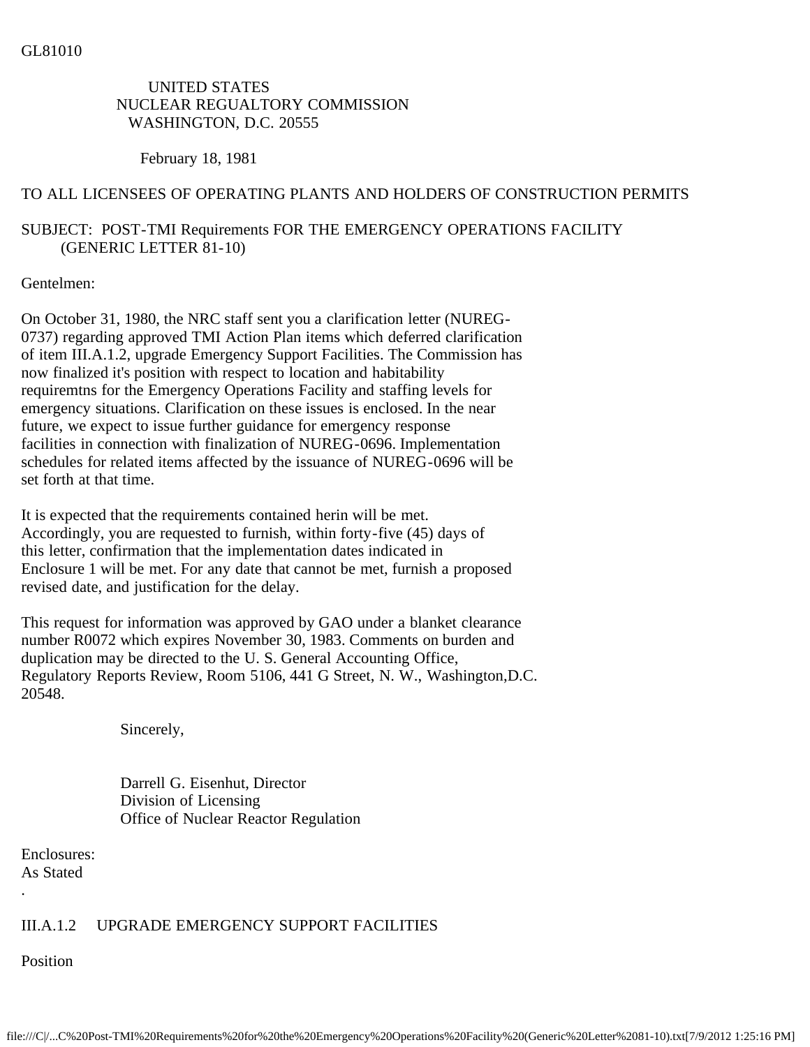GL81010

UNITED STATES
NUCLEAR REGUALTORY COMMISSION
WASHINGTON, D.C. 20555

February 18, 1981

TO ALL LICENSEES OF OPERATING PLANTS AND HOLDERS OF CONSTRUCTION PERMITS

SUBJECT: POST-TMI Requirements FOR THE EMERGENCY OPERATIONS FACILITY (GENERIC LETTER 81-10)

Gentelmen:

On October 31, 1980, the NRC staff sent you a clarification letter (NUREG-0737) regarding approved TMI Action Plan items which deferred clarification of item III.A.1.2, upgrade Emergency Support Facilities. The Commission has now finalized it's position with respect to location and habitability requiremtns for the Emergency Operations Facility and staffing levels for emergency situations. Clarification on these issues is enclosed. In the near future, we expect to issue further guidance for emergency response facilities in connection with finalization of NUREG-0696. Implementation schedules for related items affected by the issuance of NUREG-0696 will be set forth at that time.

It is expected that the requirements contained herin will be met. Accordingly, you are requested to furnish, within forty-five (45) days of this letter, confirmation that the implementation dates indicated in Enclosure 1 will be met. For any date that cannot be met, furnish a proposed revised date, and justification for the delay.

This request for information was approved by GAO under a blanket clearance number R0072 which expires November 30, 1983. Comments on burden and duplication may be directed to the U. S. General Accounting Office, Regulatory Reports Review, Room 5106, 441 G Street, N. W., Washington,D.C. 20548.

Sincerely,

Darrell G. Eisenhut, Director
Division of Licensing
Office of Nuclear Reactor Regulation

Enclosures:
As Stated

.

III.A.1.2 UPGRADE EMERGENCY SUPPORT FACILITIES

Position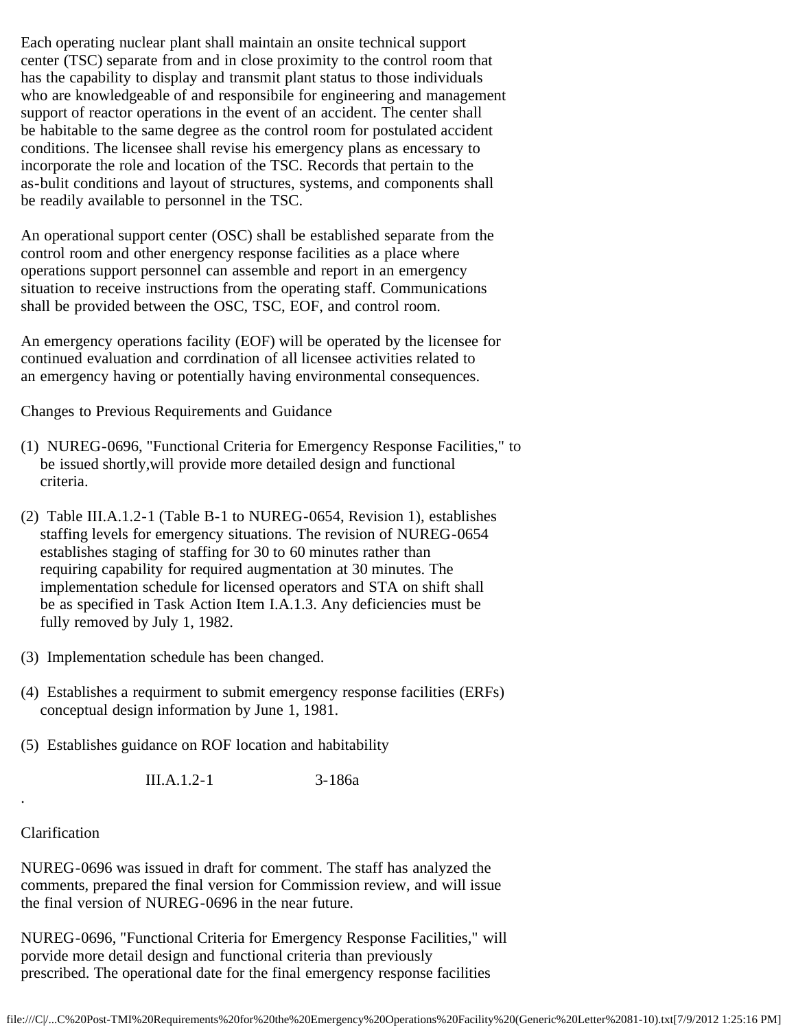Each operating nuclear plant shall maintain an onsite technical support center (TSC) separate from and in close proximity to the control room that has the capability to display and transmit plant status to those individuals who are knowledgeable of and responsibile for engineering and management support of reactor operations in the event of an accident. The center shall be habitable to the same degree as the control room for postulated accident conditions. The licensee shall revise his emergency plans as encessary to incorporate the role and location of the TSC. Records that pertain to the as-bulit conditions and layout of structures, systems, and components shall be readily available to personnel in the TSC.

An operational support center (OSC) shall be established separate from the control room and other energency response facilities as a place where operations support personnel can assemble and report in an emergency situation to receive instructions from the operating staff. Communications shall be provided between the OSC, TSC, EOF, and control room.

An emergency operations facility (EOF) will be operated by the licensee for continued evaluation and corrdination of all licensee activities related to an emergency having or potentially having environmental consequences.

Changes to Previous Requirements and Guidance

(1) NUREG-0696, "Functional Criteria for Emergency Response Facilities," to be issued shortly,will provide more detailed design and functional criteria.

(2) Table III.A.1.2-1 (Table B-1 to NUREG-0654, Revision 1), establishes staffing levels for emergency situations. The revision of NUREG-0654 establishes staging of staffing for 30 to 60 minutes rather than requiring capability for required augmentation at 30 minutes. The implementation schedule for licensed operators and STA on shift shall be as specified in Task Action Item I.A.1.3. Any deficiencies must be fully removed by July 1, 1982.

(3) Implementation schedule has been changed.

(4) Establishes a requirment to submit emergency response facilities (ERFs) conceptual design information by June 1, 1981.

(5) Establishes guidance on ROF location and habitability

III.A.1.2-1 3-186a

Clarification

NUREG-0696 was issued in draft for comment. The staff has analyzed the comments, prepared the final version for Commission review, and will issue the final version of NUREG-0696 in the near future.

NUREG-0696, "Functional Criteria for Emergency Response Facilities," will porvide more detail design and functional criteria than previously prescribed. The operational date for the final emergency response facilities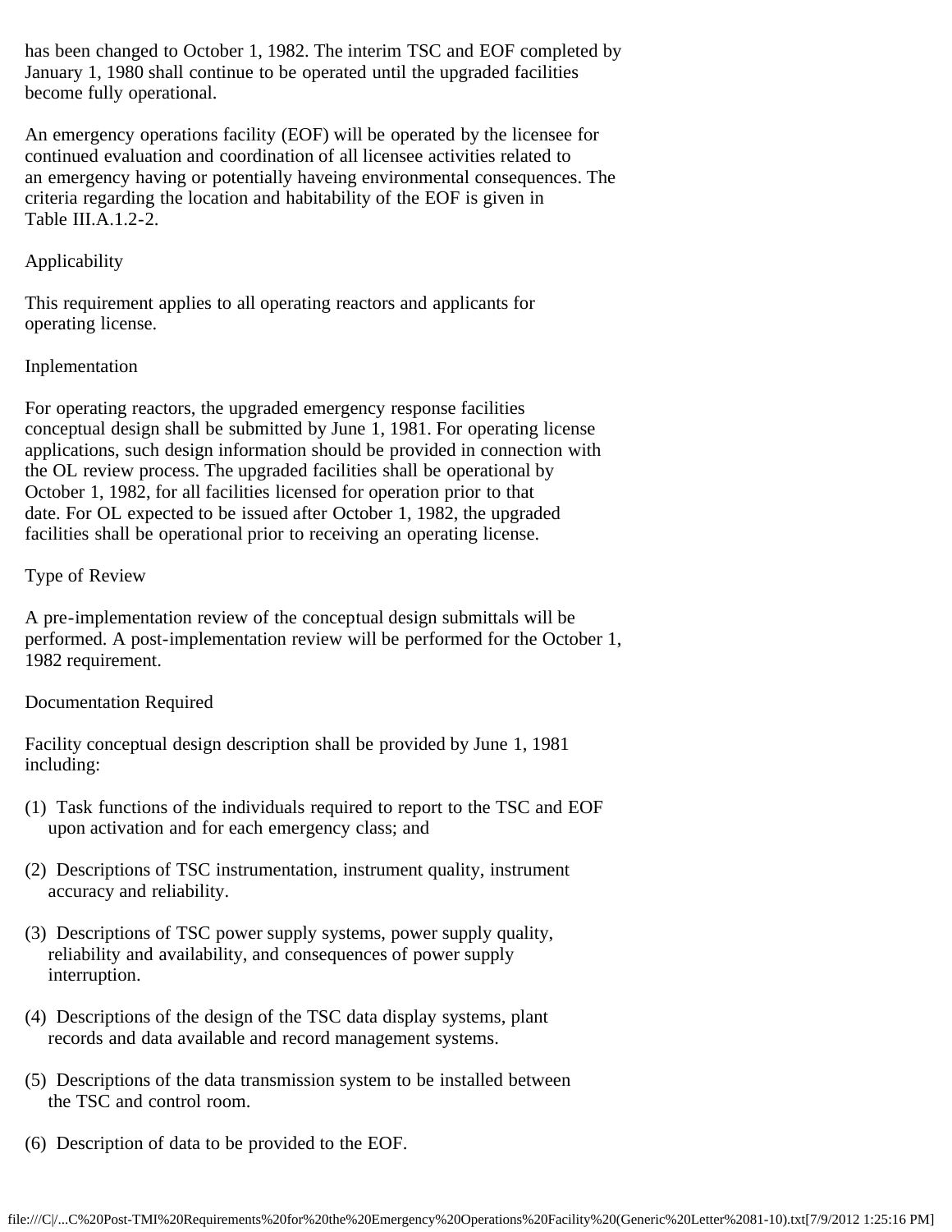has been changed to October 1, 1982. The interim TSC and EOF completed by January 1, 1980 shall continue to be operated until the upgraded facilities become fully operational.

An emergency operations facility (EOF) will be operated by the licensee for continued evaluation and coordination of all licensee activities related to an emergency having or potentially haveing environmental consequences. The criteria regarding the location and habitability of the EOF is given in Table III.A.1.2-2.

Applicability

This requirement applies to all operating reactors and applicants for operating license.

Inplementation

For operating reactors, the upgraded emergency response facilities conceptual design shall be submitted by June 1, 1981. For operating license applications, such design information should be provided in connection with the OL review process. The upgraded facilities shall be operational by October 1, 1982, for all facilities licensed for operation prior to that date. For OL expected to be issued after October 1, 1982, the upgraded facilities shall be operational prior to receiving an operating license.

Type of Review

A pre-implementation review of the conceptual design submittals will be performed. A post-implementation review will be performed for the October 1, 1982 requirement.

Documentation Required

Facility conceptual design description shall be provided by June 1, 1981 including:

(1) Task functions of the individuals required to report to the TSC and EOF upon activation and for each emergency class; and

(2) Descriptions of TSC instrumentation, instrument quality, instrument accuracy and reliability.

(3) Descriptions of TSC power supply systems, power supply quality, reliability and availability, and consequences of power supply interruption.

(4) Descriptions of the design of the TSC data display systems, plant records and data available and record management systems.

(5) Descriptions of the data transmission system to be installed between the TSC and control room.

(6) Description of data to be provided to the EOF.